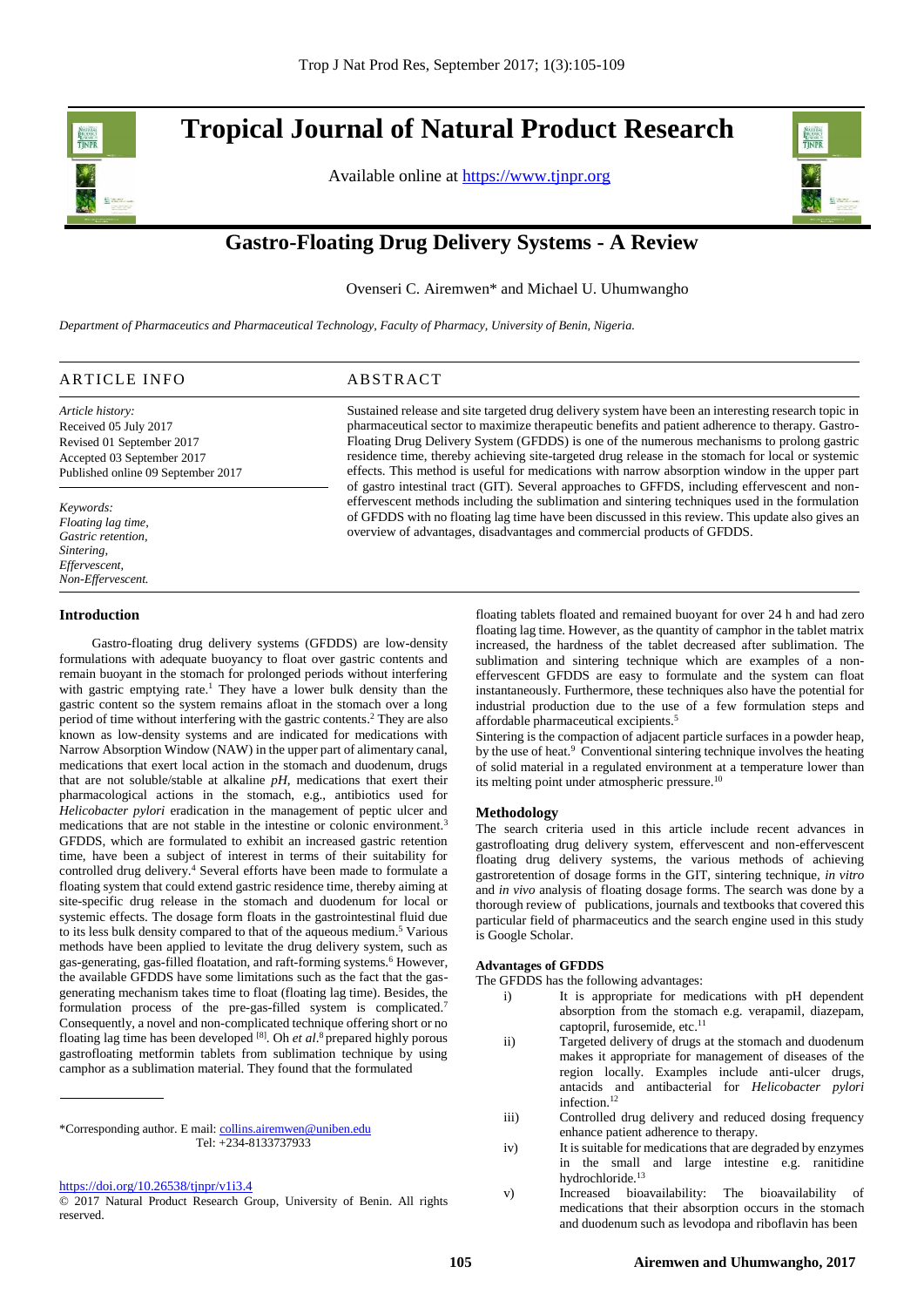# Tropical Journal of Natural Product Research

Available online at https://www.tjnpr.org

## Gastro-Floating Drug Delivery Systems - A Review

Ovenseri C. Airemwen* and Michael U. Uhumwangho

*Department of Pharmaceutics and Pharmaceutical Technology, Faculty of Pharmacy, University of Benin, Nigeria.*

### ARTICLE INFO

*Article history:*
Received 05 July 2017
Revised 01 September 2017
Accepted 03 September 2017
Published online 09 September 2017

*Keywords:*
*Floating lag time,*
*Gastric retention,*
*Sintering,*
*Effervescent,*
*Non-Effervescent.*

### ABSTRACT

Sustained release and site targeted drug delivery system have been an interesting research topic in pharmaceutical sector to maximize therapeutic benefits and patient adherence to therapy. Gastro-Floating Drug Delivery System (GFDDS) is one of the numerous mechanisms to prolong gastric residence time, thereby achieving site-targeted drug release in the stomach for local or systemic effects. This method is useful for medications with narrow absorption window in the upper part of gastro intestinal tract (GIT). Several approaches to GFFDS, including effervescent and non-effervescent methods including the sublimation and sintering techniques used in the formulation of GFDDS with no floating lag time have been discussed in this review. This update also gives an overview of advantages, disadvantages and commercial products of GFDDS.

## Introduction

Gastro-floating drug delivery systems (GFDDS) are low-density formulations with adequate buoyancy to float over gastric contents and remain buoyant in the stomach for prolonged periods without interfering with gastric emptying rate.[1] They have a lower bulk density than the gastric content so the system remains afloat in the stomach over a long period of time without interfering with the gastric contents.[2] They are also known as low-density systems and are indicated for medications with Narrow Absorption Window (NAW) in the upper part of alimentary canal, medications that exert local action in the stomach and duodenum, drugs that are not soluble/stable at alkaline *pH*, medications that exert their pharmacological actions in the stomach, e.g., antibiotics used for *Helicobacter pylori* eradication in the management of peptic ulcer and medications that are not stable in the intestine or colonic environment.[3] GFDDS, which are formulated to exhibit an increased gastric retention time, have been a subject of interest in terms of their suitability for controlled drug delivery.[4] Several efforts have been made to formulate a floating system that could extend gastric residence time, thereby aiming at site-specific drug release in the stomach and duodenum for local or systemic effects. The dosage form floats in the gastrointestinal fluid due to its less bulk density compared to that of the aqueous medium.[5] Various methods have been applied to levitate the drug delivery system, such as gas-generating, gas-filled floatation, and raft-forming systems.[6] However, the available GFDDS have some limitations such as the fact that the gas-generating mechanism takes time to float (floating lag time). Besides, the formulation process of the pre-gas-filled system is complicated.[7] Consequently, a novel and non-complicated technique offering short or no floating lag time has been developed [8]. Oh *et al.*[8] prepared highly porous gastrofloating metformin tablets from sublimation technique by using camphor as a sublimation material. They found that the formulated floating tablets floated and remained buoyant for over 24 h and had zero floating lag time. However, as the quantity of camphor in the tablet matrix increased, the hardness of the tablet decreased after sublimation. The sublimation and sintering technique which are examples of a non-effervescent GFDDS are easy to formulate and the system can float instantaneously. Furthermore, these techniques also have the potential for industrial production due to the use of a few formulation steps and affordable pharmaceutical excipients.[5]

Sintering is the compaction of adjacent particle surfaces in a powder heap, by the use of heat.[9] Conventional sintering technique involves the heating of solid material in a regulated environment at a temperature lower than its melting point under atmospheric pressure.[10]

## Methodology

The search criteria used in this article include recent advances in gastrofloating drug delivery system, effervescent and non-effervescent floating drug delivery systems, the various methods of achieving gastroretention of dosage forms in the GIT, sintering technique, *in vitro* and *in vivo* analysis of floating dosage forms. The search was done by a thorough review of publications, journals and textbooks that covered this particular field of pharmaceutics and the search engine used in this study is Google Scholar.

### Advantages of GFDDS

The GFDDS has the following advantages:

i) It is appropriate for medications with pH dependent absorption from the stomach e.g. verapamil, diazepam, captopril, furosemide, etc.[11]

ii) Targeted delivery of drugs at the stomach and duodenum makes it appropriate for management of diseases of the region locally. Examples include anti-ulcer drugs, antacids and antibacterial for *Helicobacter pylori* infection.[12]

iii) Controlled drug delivery and reduced dosing frequency enhance patient adherence to therapy.

iv) It is suitable for medications that are degraded by enzymes in the small and large intestine e.g. ranitidine hydrochloride.[13]

v) Increased bioavailability: The bioavailability of medications that their absorption occurs in the stomach and duodenum such as levodopa and riboflavin has been

---

*Corresponding author. E mail: collins.airemwen@uniben.edu
Tel: +234-8133737933

https://doi.org/10.26538/tjnpr/v1i3.4
© 2017 Natural Product Research Group, University of Benin. All rights reserved.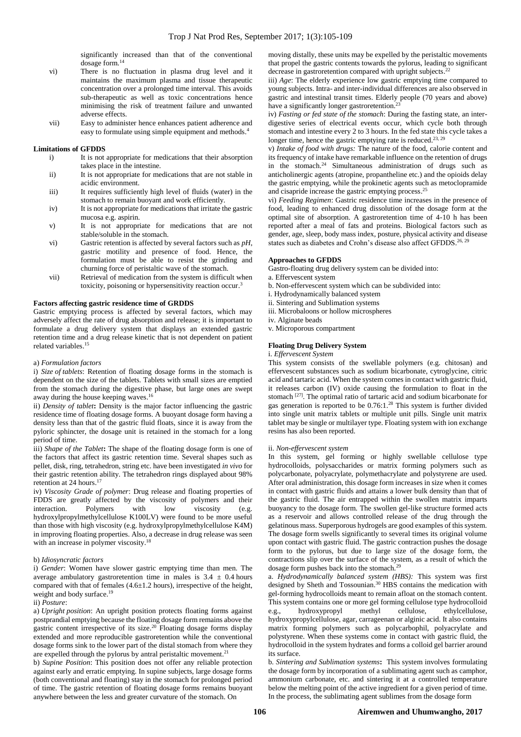significantly increased than that of the conventional dosage form.[14]

vi) There is no fluctuation in plasma drug level and it maintains the maximum plasma and tissue therapeutic concentration over a prolonged time interval. This avoids sub-therapeutic as well as toxic concentrations hence minimising the risk of treatment failure and unwanted adverse effects.

vii) Easy to administer hence enhances patient adherence and easy to formulate using simple equipment and methods.[4]

**Limitations of GFDDS**

i) It is not appropriate for medications that their absorption takes place in the intestine.

ii) It is not appropriate for medications that are not stable in acidic environment.

iii) It requires sufficiently high level of fluids (water) in the stomach to remain buoyant and work efficiently.

iv) It is not appropriate for medications that irritate the gastric mucosa e.g. aspirin.

v) It is not appropriate for medications that are not stable/soluble in the stomach.

vi) Gastric retention is affected by several factors such as *pH*, gastric motility and presence of food. Hence, the formulation must be able to resist the grinding and churning force of peristaltic wave of the stomach.

vii) Retrieval of medication from the system is difficult when toxicity, poisoning or hypersensitivity reaction occur.[3]

**Factors affecting gastric residence time of GRDDS**

Gastric emptying process is affected by several factors, which may adversely affect the rate of drug absorption and release; it is important to formulate a drug delivery system that displays an extended gastric retention time and a drug release kinetic that is not dependent on patient related variables.[15]

a) *Formulation factors*

i) *Size of tablets*: Retention of floating dosage forms in the stomach is dependent on the size of the tablets. Tablets with small sizes are emptied from the stomach during the digestive phase, but large ones are swept away during the house keeping waves.[16]

ii) *Density of tablet***:** Density is the major factor influencing the gastric residence time of floating dosage forms. A buoyant dosage form having a density less than that of the gastric fluid floats, since it is away from the pyloric sphincter, the dosage unit is retained in the stomach for a long period of time.

iii) *Shape of the Tablet***:** The shape of the floating dosage form is one of the factors that affect its gastric retention time. Several shapes such as pellet, disk, ring, tetrahedron, string etc. have been investigated *in vivo* for their gastric retention ability. The tetrahedron rings displayed about 98% retention at 24 hours.[17]

iv) *Viscosity Grade of polymer*: Drug release and floating properties of FDDS are greatly affected by the viscosity of polymers and their interaction. Polymers with low viscosity (e.g. hydroxylpropylmethylcellulose K100LV) were found to be more useful than those with high viscosity (e.g. hydroxylpropylmethylcellulose K4M) in improving floating properties. Also, a decrease in drug release was seen with an increase in polymer viscosity.[18]

b) *Idiosyncratic factors*

i) *Gender*: Women have slower gastric emptying time than men. The average ambulatory gastroretention time in males is 3.4 ± 0.4 hours compared with that of females (4.6±1.2 hours), irrespective of the height, weight and body surface.[19]

ii) *Posture*:

a) *Upright position*: An upright position protects floating forms against postprandial emptying because the floating dosage form remains above the gastric content irrespective of its size.[20] Floating dosage forms display extended and more reproducible gastroretention while the conventional dosage forms sink to the lower part of the distal stomach from where they are expelled through the pylorus by antral peristaltic movement.[21]

b) *Supine Position*: This position does not offer any reliable protection against early and erratic emptying. In supine subjects, large dosage forms (both conventional and floating) stay in the stomach for prolonged period of time. The gastric retention of floating dosage forms remains buoyant anywhere between the less and greater curvature of the stomach. On moving distally, these units may be expelled by the peristaltic movements that propel the gastric contents towards the pylorus, leading to significant decrease in gastroretention compared with upright subjects.[22]

iii) *Age*: The elderly experience low gastric emptying time compared to young subjects. Intra- and inter-individual differences are also observed in gastric and intestinal transit times. Elderly people (70 years and above) have a significantly longer gastroretention.[23]

iv) *Fasting or fed state of the stomach*: During the fasting state, an inter-digestive series of electrical events occur, which cycle both through stomach and intestine every 2 to 3 hours. In the fed state this cycle takes a longer time, hence the gastric emptying rate is reduced.[23, 29]

v) *Intake of food with drugs:* The nature of the food, calorie content and its frequency of intake have remarkable influence on the retention of drugs in the stomach.[24] Simultaneous administration of drugs such as anticholinergic agents (atropine, propantheline etc.) and the opioids delay the gastric emptying, while the prokinetic agents such as metoclopramide and cisapride increase the gastric emptying process.[25]

vi) *Feeding Regimen*: Gastric residence time increases in the presence of food, leading to enhanced drug dissolution of the dosage form at the optimal site of absorption. A gastroretention time of 4-10 h has been reported after a meal of fats and proteins. Biological factors such as gender, age, sleep, body mass index, posture, physical activity and disease states such as diabetes and Crohn's disease also affect GFDDS.[26, 29]

**Approaches to GFDDS**

Gastro-floating drug delivery system can be divided into:

a. Effervescent system

b. Non-effervescent system which can be subdivided into:

i. Hydrodynamically balanced system

ii. Sintering and Sublimation systems

iii. Microbaloons or hollow microspheres

iv. Alginate beads

v. Microporous compartment

**Floating Drug Delivery System**

i. *Effervescent System*

This system consists of the swellable polymers (e.g. chitosan) and effervescent substances such as sodium bicarbonate, cytroglycine, citric acid and tartaric acid. When the system comes in contact with gastric fluid, it releases carbon (IV) oxide causing the formulation to float in the stomach [27]. The optimal ratio of tartaric acid and sodium bicarbonate for gas generation is reported to be 0.76:1.[28] This system is further divided into single unit matrix tablets or multiple unit pills. Single unit matrix tablet may be single or multilayer type. Floating system with ion exchange resins has also been reported.

ii. *Non-effervescent system*

In this system, gel forming or highly swellable cellulose type hydrocolloids, polysaccharides or matrix forming polymers such as polycarbonate, polyacrylate, polymethacrylate and polystyrene are used. After oral administration, this dosage form increases in size when it comes in contact with gastric fluids and attains a lower bulk density than that of the gastric fluid. The air entrapped within the swollen matrix imparts buoyancy to the dosage form. The swollen gel-like structure formed acts as a reservoir and allows controlled release of the drug through the gelatinous mass. Superporous hydrogels are good examples of this system. The dosage form swells significantly to several times its original volume upon contact with gastric fluid. The gastric contraction pushes the dosage form to the pylorus, but due to large size of the dosage form, the contractions slip over the surface of the system, as a result of which the dosage form pushes back into the stomach.[29]

a. *Hydrodynamically balanced system (HBS):* This system was first designed by Sheth and Tossounian.[30] HBS contains the medication with gel-forming hydrocolloids meant to remain afloat on the stomach content. This system contains one or more gel forming cellulose type hydrocolloid e.g., hydroxypropyl methyl cellulose, ethylcellulose, hydroxypropylcellulose, agar, carrageenan or alginic acid. It also contains matrix forming polymers such as polycarbophil, polyacrylate and polystyrene. When these systems come in contact with gastric fluid, the hydrocolloid in the system hydrates and forms a colloid gel barrier around its surface.

b. *Sintering and Sublimation systems***:** This system involves formulating the dosage form by incorporation of a sublimating agent such as camphor, ammonium carbonate, etc. and sintering it at a controlled temperature below the melting point of the active ingredient for a given period of time. In the process, the sublimating agent sublimes from the dosage form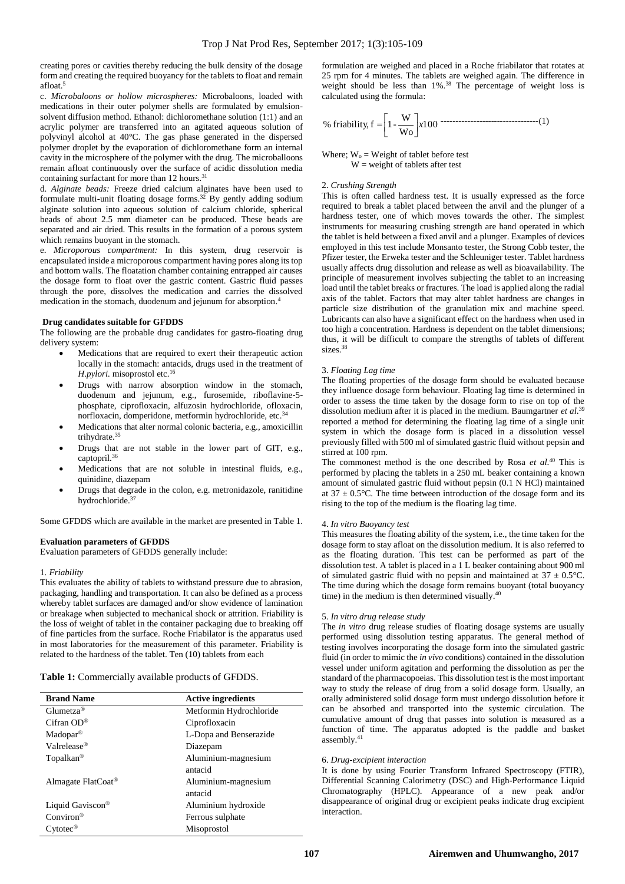creating pores or cavities thereby reducing the bulk density of the dosage form and creating the required buoyancy for the tablets to float and remain afloat.[5]

c. *Microballoons or hollow microspheres:* Microballoons, loaded with medications in their outer polymer shells are formulated by emulsion-solvent diffusion method. Ethanol: dichloromethane solution (1:1) and an acrylic polymer are transferred into an agitated aqueous solution of polyvinyl alcohol at 40°C. The gas phase generated in the dispersed polymer droplet by the evaporation of dichloromethane form an internal cavity in the microsphere of the polymer with the drug. The microballoons remain afloat continuously over the surface of acidic dissolution media containing surfactant for more than 12 hours.[31]

d. *Alginate beads:* Freeze dried calcium alginates have been used to formulate multi-unit floating dosage forms.[32] By gently adding sodium alginate solution into aqueous solution of calcium chloride, spherical beads of about 2.5 mm diameter can be produced. These beads are separated and air dried. This results in the formation of a porous system which remains buoyant in the stomach.

e. *Microporous compartment:* In this system, drug reservoir is encapsulated inside a microporous compartment having pores along its top and bottom walls. The floatation chamber containing entrapped air causes the dosage form to float over the gastric content. Gastric fluid passes through the pore, dissolves the medication and carries the dissolved medication in the stomach, duodenum and jejunum for absorption.[4]

**Drug candidates suitable for GFDDS**

The following are the probable drug candidates for gastro-floating drug delivery system:

- Medications that are required to exert their therapeutic action locally in the stomach: antacids, drugs used in the treatment of *H.pylori.* misoprostol etc.[16]
- Drugs with narrow absorption window in the stomach, duodenum and jejunum, e.g., furosemide, riboflavine-5-phosphate, ciprofloxacin, alfuzosin hydrochloride, ofloxacin, norfloxacin, domperidone, metformin hydrochloride, etc.[34]
- Medications that alter normal colonic bacteria, e.g., amoxicillin trihydrate.[35]
- Drugs that are not stable in the lower part of GIT, e.g., captopril.[36]
- Medications that are not soluble in intestinal fluids, e.g., quinidine, diazepam
- Drugs that degrade in the colon, e.g. metronidazole, ranitidine hydrochloride.[37]

Some GFDDS which are available in the market are presented in Table 1.

**Evaluation parameters of GFDDS**

Evaluation parameters of GFDDS generally include:

1. *Friability*

This evaluates the ability of tablets to withstand pressure due to abrasion, packaging, handling and transportation. It can also be defined as a process whereby tablet surfaces are damaged and/or show evidence of lamination or breakage when subjected to mechanical shock or attrition. Friability is the loss of weight of tablet in the container packaging due to breaking off of fine particles from the surface. Roche Friabilator is the apparatus used in most laboratories for the measurement of this parameter. Friability is related to the hardness of the tablet. Ten (10) tablets from each formulation are weighed and placed in a Roche friabilator that rotates at 25 rpm for 4 minutes. The tablets are weighed again. The difference in weight should be less than 1%.[38] The percentage of weight loss is calculated using the formula:

$$\%\ \text{friability},\ f = \left[1 - \frac{W}{Wo}\right] x100 \quad (1)$$

Where; $W_o$ = Weight of tablet before test
W = weight of tablets after test

2. *Crushing Strength*

This is often called hardness test. It is usually expressed as the force required to break a tablet placed between the anvil and the plunger of a hardness tester, one of which moves towards the other. The simplest instruments for measuring crushing strength are hand operated in which the tablet is held between a fixed anvil and a plunger. Examples of devices employed in this test include Monsanto tester, the Strong Cobb tester, the Pfizer tester, the Erweka tester and the Schleuniger tester. Tablet hardness usually affects drug dissolution and release as well as bioavailability. The principle of measurement involves subjecting the tablet to an increasing load until the tablet breaks or fractures. The load is applied along the radial axis of the tablet. Factors that may alter tablet hardness are changes in particle size distribution of the granulation mix and machine speed. Lubricants can also have a significant effect on the hardness when used in too high a concentration. Hardness is dependent on the tablet dimensions; thus, it will be difficult to compare the strengths of tablets of different sizes.[38]

3. *Floating Lag time*

The floating properties of the dosage form should be evaluated because they influence dosage form behaviour. Floating lag time is determined in order to assess the time taken by the dosage form to rise on top of the dissolution medium after it is placed in the medium. Baumgartner *et al*.[39] reported a method for determining the floating lag time of a single unit system in which the dosage form is placed in a dissolution vessel previously filled with 500 ml of simulated gastric fluid without pepsin and stirred at 100 rpm.

The commonest method is the one described by Rosa *et al.*[40] This is performed by placing the tablets in a 250 mL beaker containing a known amount of simulated gastric fluid without pepsin (0.1 N HCl) maintained at 37 ± 0.5°C. The time between introduction of the dosage form and its rising to the top of the medium is the floating lag time.

4. *In vitro Buoyancy test*

This measures the floating ability of the system, i.e., the time taken for the dosage form to stay afloat on the dissolution medium. It is also referred to as the floating duration. This test can be performed as part of the dissolution test. A tablet is placed in a 1 L beaker containing about 900 ml of simulated gastric fluid with no pepsin and maintained at 37 ± 0.5°C. The time during which the dosage form remains buoyant (total buoyancy time) in the medium is then determined visually.[40]

5. *In vitro drug release study*

The *in vitro* drug release studies of floating dosage systems are usually performed using dissolution testing apparatus. The general method of testing involves incorporating the dosage form into the simulated gastric fluid (in order to mimic the *in vivo* conditions) contained in the dissolution vessel under uniform agitation and performing the dissolution as per the standard of the pharmacopoeias. This dissolution test is the most important way to study the release of drug from a solid dosage form. Usually, an orally administered solid dosage form must undergo dissolution before it can be absorbed and transported into the systemic circulation. The cumulative amount of drug that passes into solution is measured as a function of time. The apparatus adopted is the paddle and basket assembly.[41]

6. *Drug-excipient interaction*

It is done by using Fourier Transform Infrared Spectroscopy (FTIR), Differential Scanning Calorimetry (DSC) and High-Performance Liquid Chromatography (HPLC). Appearance of a new peak and/or disappearance of original drug or excipient peaks indicate drug excipient interaction.

**Table 1:** Commercially available products of GFDDS.

| Brand Name | Active ingredients |
|---|---|
| Glumetza® | Metformin Hydrochloride |
| Cifran OD® | Ciprofloxacin |
| Madopar® | L-Dopa and Benserazide |
| Valrelease® | Diazepam |
| Topalkan® | Aluminium-magnesium antacid |
| Almagate FlatCoat® | Aluminium-magnesium antacid |
| Liquid Gaviscon® | Aluminium hydroxide |
| Conviron® | Ferrous sulphate |
| Cytotec® | Misoprostol |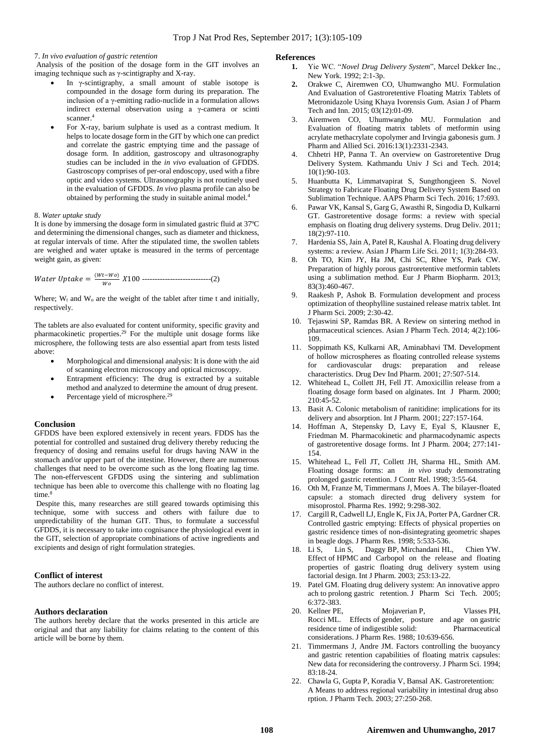7. *In vivo evaluation of gastric retention*

Analysis of the position of the dosage form in the GIT involves an imaging technique such as γ-scintigraphy and X-ray.

- In γ-scintigraphy, a small amount of stable isotope is compounded in the dosage form during its preparation. The inclusion of a γ-emitting radio-nuclide in a formulation allows indirect external observation using a γ-camera or scinti scanner.[4]
- For X-ray, barium sulphate is used as a contrast medium. It helps to locate dosage form in the GIT by which one can predict and correlate the gastric emptying time and the passage of dosage form. In addition, gastroscopy and ultrasonography studies can be included in the *in vivo* evaluation of GFDDS. Gastroscopy comprises of per-oral endoscopy, used with a fibre optic and video systems. Ultrasonography is not routinely used in the evaluation of GFDDS. *In vivo* plasma profile can also be obtained by performing the study in suitable animal model.[4]

8. *Water uptake study*

It is done by immersing the dosage form in simulated gastric fluid at 37ºC and determining the dimensional changes, such as diameter and thickness, at regular intervals of time. After the stipulated time, the swollen tablets are weighed and water uptake is measured in the terms of percentage weight gain, as given:

$$Water\ Uptake = \frac{(Wt-Wo)}{Wo}\ X100 \text{ ---------------------------(2)}$$

Where; $W_t$ and $W_o$ are the weight of the tablet after time t and initially, respectively.

The tablets are also evaluated for content uniformity, specific gravity and pharmacokinetic properties.[29] For the multiple unit dosage forms like microsphere, the following tests are also essential apart from tests listed above:

- Morphological and dimensional analysis: It is done with the aid of scanning electron microscopy and optical microscopy.
- Entrapment efficiency: The drug is extracted by a suitable method and analyzed to determine the amount of drug present.
- Percentage yield of microsphere.[29]

## Conclusion

GFDDS have been explored extensively in recent years. FDDS has the potential for controlled and sustained drug delivery thereby reducing the frequency of dosing and remains useful for drugs having NAW in the stomach and/or upper part of the intestine. However, there are numerous challenges that need to be overcome such as the long floating lag time. The non-effervescent GFDDS using the sintering and sublimation technique has been able to overcome this challenge with no floating lag time.[8]

Despite this, many researches are still geared towards optimising this technique, some with success and others with failure due to unpredictability of the human GIT. Thus, to formulate a successful GFDDS, it is necessary to take into cognisance the physiological event in the GIT, selection of appropriate combinations of active ingredients and excipients and design of right formulation strategies.

## Conflict of interest

The authors declare no conflict of interest.

## Authors declaration

The authors hereby declare that the works presented in this article are original and that any liability for claims relating to the content of this article will be borne by them.

## References

1. Yie WC. "*Novel Drug Delivery System*", Marcel Dekker Inc., New York. 1992; 2:1-3p.
2. Orakwe C, Airemwen CO, Uhumwangho MU. Formulation And Evaluation of Gastroretentive Floating Matrix Tablets of Metronidazole Using Khaya Ivorensis Gum. Asian J of Pharm Tech and Inn. 2015; 03(12):01-09.
3. Airemwen CO, Uhumwangho MU. Formulation and Evaluation of floating matrix tablets of metformin using acrylate methacrylate copolymer and Irvingia gabonesis gum. J Pharm and Allied Sci. 2016:13(1):2331-2343.
4. Chhetri HP, Panna T. An overview on Gastroretentive Drug Delivery System. Kathmandu Univ J Sci and Tech. 2014; 10(1):90-103.
5. Huanbutta K, Limmatvapirat S, Sungthongjeen S. Novel Strategy to Fabricate Floating Drug Delivery System Based on Sublimation Technique. AAPS Pharm Sci Tech. 2016; 17:693.
6. Pawar VK, Kansal S, Garg G, Awasthi R, Singodia D, Kulkarni GT. Gastroretentive dosage forms: a review with special emphasis on floating drug delivery systems. Drug Deliv. 2011; 18(2):97-110.
7. Hardenia SS, Jain A, Patel R, Kaushal A. Floating drug delivery systems: a review. Asian J Pharm Life Sci. 2011; 1(3):284-93.
8. Oh TO, Kim JY, Ha JM, Chi SC, Rhee YS, Park CW. Preparation of highly porous gastroretentive metformin tablets using a sublimation method. Eur J Pharm Biopharm. 2013; 83(3):460-467.
9. Raakesh P, Ashok B. Formulation development and process optimization of theophylline sustained release matrix tablet. Int J Pharm Sci. 2009; 2:30-42.
10. Tejaswini SP, Ramdas BR. A Review on sintering method in pharmaceutical sciences. Asian J Pharm Tech. 2014; 4(2):106-109.
11. Soppimath KS, Kulkarni AR, Aminabhavi TM. Development of hollow microspheres as floating controlled release systems for cardiovascular drugs: preparation and release characteristics. Drug Dev Ind Pharm. 2001; 27:507-514.
12. Whitehead L, Collett JH, Fell JT. Amoxicillin release from a floating dosage form based on alginates. Int J Pharm. 2000; 210:45-52.
13. Basit A. Colonic metabolism of ranitidine: implications for its delivery and absorption. Int J Pharm. 2001; 227:157-164.
14. Hoffman A, Stepensky D, Lavy E, Eyal S, Klausner E, Friedman M. Pharmacokinetic and pharmacodynamic aspects of gastroretentive dosage forms. Int J Pharm. 2004; 277:141-154.
15. Whitehead L, Fell JT, Collett JH, Sharma HL, Smith AM. Floating dosage forms: an *in vivo* study demonstrating prolonged gastric retention. J Contr Rel. 1998; 3:55-64.
16. Oth M, Franze M, Timmermans J, Moes A. The bilayer-floated capsule: a stomach directed drug delivery system for misoprostol. Pharma Res. 1992; 9:298-302.
17. Cargill R, Cadwell LJ, Engle K, Fix JA, Porter PA, Gardner CR. Controlled gastric emptying: Effects of physical properties on gastric residence times of non-disintegrating geometric shapes in beagle dogs. J Pharm Res. 1998; 5:533-536.
18. Li S, Lin S, Daggy BP, Mirchandani HL, Chien YW. Effect of HPMC and Carbopol on the release and floating properties of gastric floating drug delivery system using factorial design. Int J Pharm. 2003; 253:13-22.
19. Patel GM. Floating drug delivery system: An innovative appro ach to prolong gastric retention. J Pharm Sci Tech. 2005; 6:372-383.
20. Kellner PE, Mojaverian P, Vlasses PH, Rocci ML. Effects of gender, posture and age on gastric residence time of indigestible solid: Pharmaceutical considerations. J Pharm Res. 1988; 10:639-656.
21. Timmermans J, Andre JM. Factors controlling the buoyancy and gastric retention capabilities of floating matrix capsules: New data for reconsidering the controversy. J Pharm Sci. 1994; 83:18-24.
22. Chawla G, Gupta P, Koradia V, Bansal AK. Gastroretention: A Means to address regional variability in intestinal drug abso rption. J Pharm Tech. 2003; 27:250-268.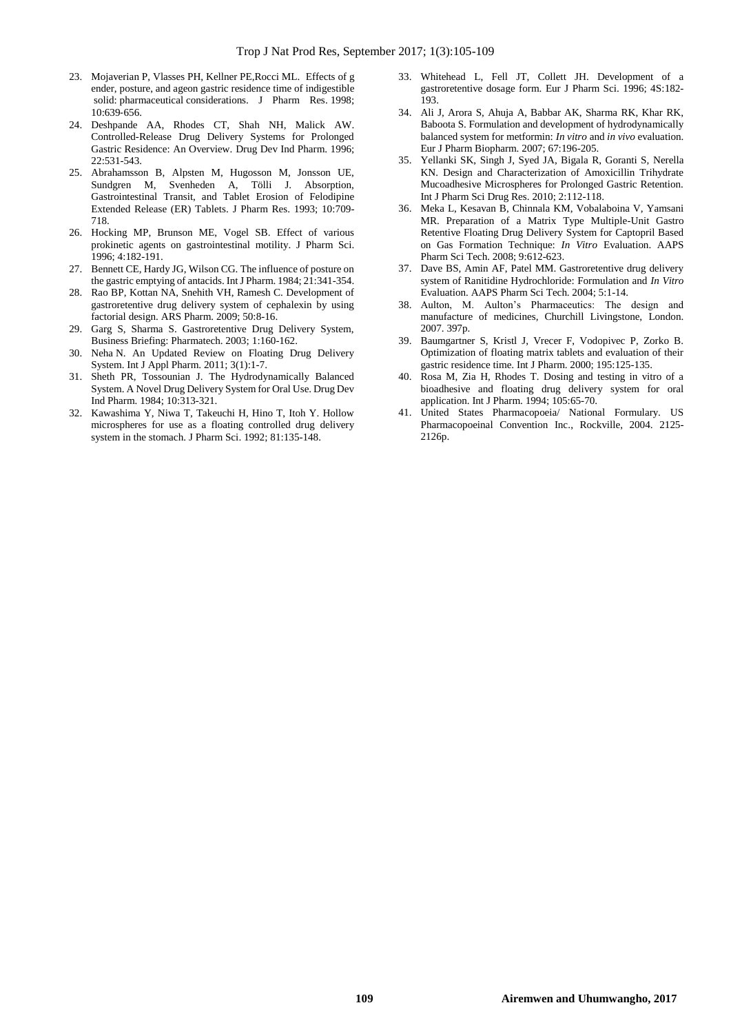23. Mojaverian P, Vlasses PH, Kellner PE,Rocci ML. Effects of g ender, posture, and ageon gastric residence time of indigestible solid: pharmaceutical considerations. J Pharm Res. 1998; 10:639-656.
24. Deshpande AA, Rhodes CT, Shah NH, Malick AW. Controlled-Release Drug Delivery Systems for Prolonged Gastric Residence: An Overview. Drug Dev Ind Pharm. 1996; 22:531-543.
25. Abrahamsson B, Alpsten M, Hugosson M, Jonsson UE, Sundgren M, Svenheden A, Tölli J. Absorption, Gastrointestinal Transit, and Tablet Erosion of Felodipine Extended Release (ER) Tablets. J Pharm Res. 1993; 10:709-718.
26. Hocking MP, Brunson ME, Vogel SB. Effect of various prokinetic agents on gastrointestinal motility. J Pharm Sci. 1996; 4:182-191.
27. Bennett CE, Hardy JG, Wilson CG. The influence of posture on the gastric emptying of antacids. Int J Pharm. 1984; 21:341-354.
28. Rao BP, Kottan NA, Snehith VH, Ramesh C. Development of gastroretentive drug delivery system of cephalexin by using factorial design. ARS Pharm. 2009; 50:8-16.
29. Garg S, Sharma S. Gastroretentive Drug Delivery System, Business Briefing: Pharmatech. 2003; 1:160-162.
30. Neha N. An Updated Review on Floating Drug Delivery System. Int J Appl Pharm. 2011; 3(1):1-7.
31. Sheth PR, Tossounian J. The Hydrodynamically Balanced System. A Novel Drug Delivery System for Oral Use. Drug Dev Ind Pharm. 1984; 10:313-321.
32. Kawashima Y, Niwa T, Takeuchi H, Hino T, Itoh Y. Hollow microspheres for use as a floating controlled drug delivery system in the stomach. J Pharm Sci. 1992; 81:135-148.
33. Whitehead L, Fell JT, Collett JH. Development of a gastroretentive dosage form. Eur J Pharm Sci. 1996; 4S:182-193.
34. Ali J, Arora S, Ahuja A, Babbar AK, Sharma RK, Khar RK, Baboota S. Formulation and development of hydrodynamically balanced system for metformin: *In vitro* and *in vivo* evaluation. Eur J Pharm Biopharm. 2007; 67:196-205.
35. Yellanki SK, Singh J, Syed JA, Bigala R, Goranti S, Nerella KN. Design and Characterization of Amoxicillin Trihydrate Mucoadhesive Microspheres for Prolonged Gastric Retention. Int J Pharm Sci Drug Res. 2010; 2:112-118.
36. Meka L, Kesavan B, Chinnala KM, Vobalaboina V, Yamsani MR. Preparation of a Matrix Type Multiple-Unit Gastro Retentive Floating Drug Delivery System for Captopril Based on Gas Formation Technique: *In Vitro* Evaluation. AAPS Pharm Sci Tech. 2008; 9:612-623.
37. Dave BS, Amin AF, Patel MM. Gastroretentive drug delivery system of Ranitidine Hydrochloride: Formulation and *In Vitro* Evaluation. AAPS Pharm Sci Tech. 2004; 5:1-14.
38. Aulton, M. Aulton's Pharmaceutics: The design and manufacture of medicines, Churchill Livingstone, London. 2007. 397p.
39. Baumgartner S, Kristl J, Vrecer F, Vodopivec P, Zorko B. Optimization of floating matrix tablets and evaluation of their gastric residence time. Int J Pharm. 2000; 195:125-135.
40. Rosa M, Zia H, Rhodes T. Dosing and testing in vitro of a bioadhesive and floating drug delivery system for oral application. Int J Pharm. 1994; 105:65-70.
41. United States Pharmacopoeia/ National Formulary. US Pharmacopoeinal Convention Inc., Rockville, 2004. 2125-2126p.